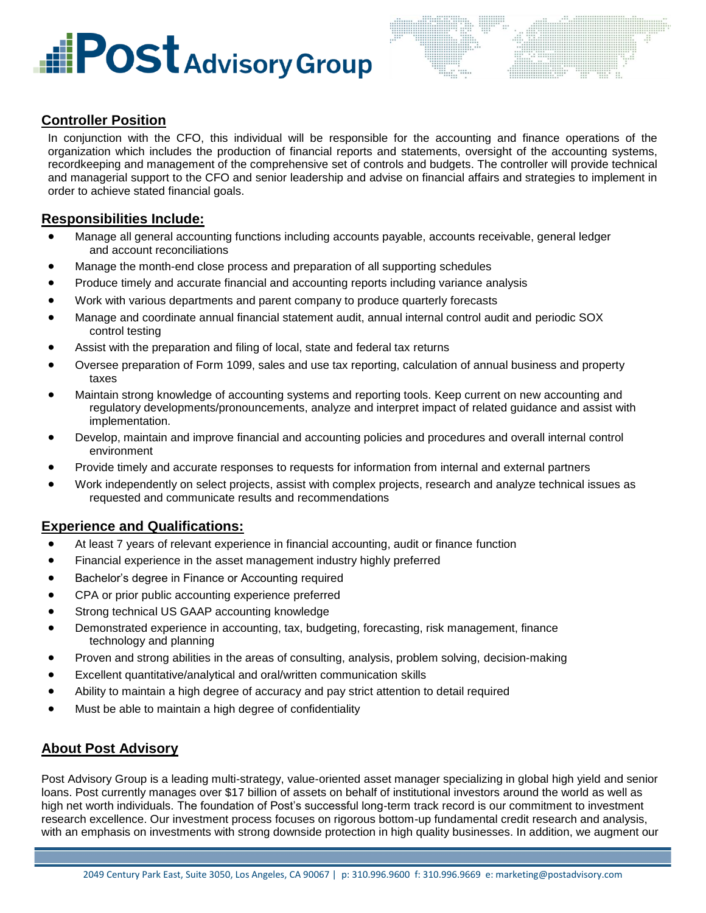# Post Advisory Group

## Controller Position

In conjunction with the CFO, this individual will be responsible for the accounting and finance operations of the organization which includes the production of financial reports and statements, oversight of the accounting systems, recordkeeping and management of the comprehensive set of controls and budgets. The controller will provide technical and managerial support to the CFO and senior leadership and advise on financial affairs and strategies to implement in order to achieve stated financial goals.

## Responsibilities Include:

- Manage all general accounting functions including accounts payable, accounts receivable, general ledger and account reconciliations
- Manage the month-end close process and preparation of all supporting schedules
- Produce timely and accurate financial and accounting reports including variance analysis
- Work with various departments and parent company to produce quarterly forecasts
- Manage and coordinate annual financial statement audit, annual internal control audit and periodic SOX control testing
- Assist with the preparation and filing of local, state and federal tax returns
- Oversee preparation of Form 1099, sales and use tax reporting, calculation of annual business and property taxes
- Maintain strong knowledge of accounting systems and reporting tools. Keep current on new accounting and regulatory developments/pronouncements, analyze and interpret impact of related guidance and assist with implementation.
- Develop, maintain and improve financial and accounting policies and procedures and overall internal control environment
- Provide timely and accurate responses to requests for information from internal and external partners
- Work independently on select projects, assist with complex projects, research and analyze technical issues as requested and communicate results and recommendations

## Experience and Qualifications:

- At least 7 years of relevant experience in financial accounting, audit or finance function
- Financial experience in the asset management industry highly preferred
- Bachelor's degree in Finance or Accounting required
- CPA or prior public accounting experience preferred
- Strong technical US GAAP accounting knowledge
- Demonstrated experience in accounting, tax, budgeting, forecasting, risk management, finance technology and planning
- Proven and strong abilities in the areas of consulting, analysis, problem solving, decision-making
- Excellent quantitative/analytical and oral/written communication skills
- Ability to maintain a high degree of accuracy and pay strict attention to detail required
- Must be able to maintain a high degree of confidentiality

## About Post Advisory

Post Advisory Group is a leading multi-strategy, value-oriented asset manager specializing in global high yield and senior loans. Post currently manages over $17 billion of assets on behalf of institutional investors around the world as well as high net worth individuals. The foundation of Post's successful long-term track record is our commitment to investment research excellence. Our investment process focuses on rigorous bottom-up fundamental credit research and analysis, with an emphasis on investments with strong downside protection in high quality businesses. In addition, we augment our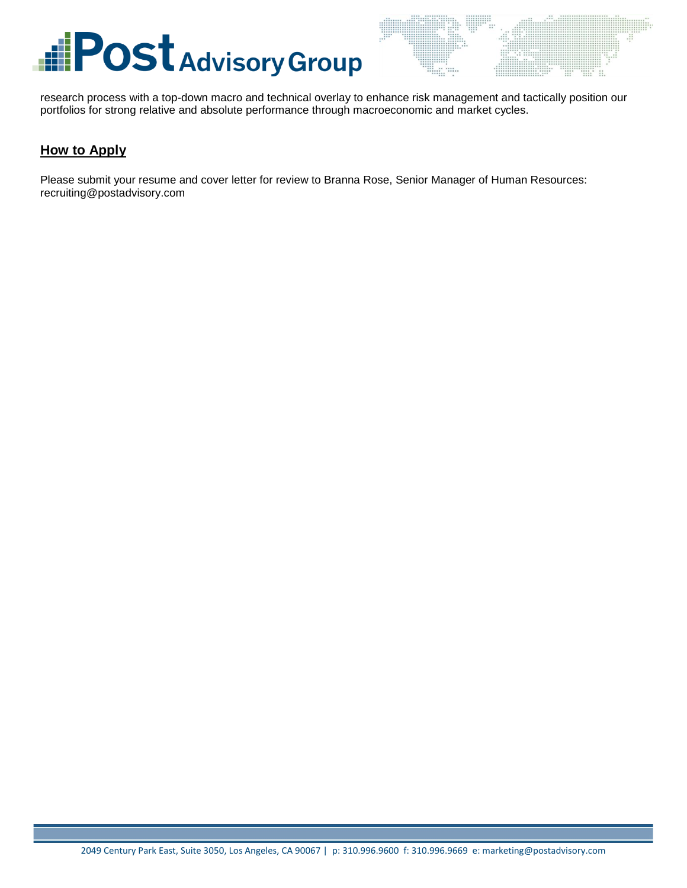research process with a top-down macro and technical overlay to enhance risk management and tactically position our portfolios for strong relative and absolute performance through macroeconomic and market cycles.

## How to Apply

Please submit your resume and cover letter for review to Branna Rose, Senior Manager of Human Resources: recruiting@postadvisory.com